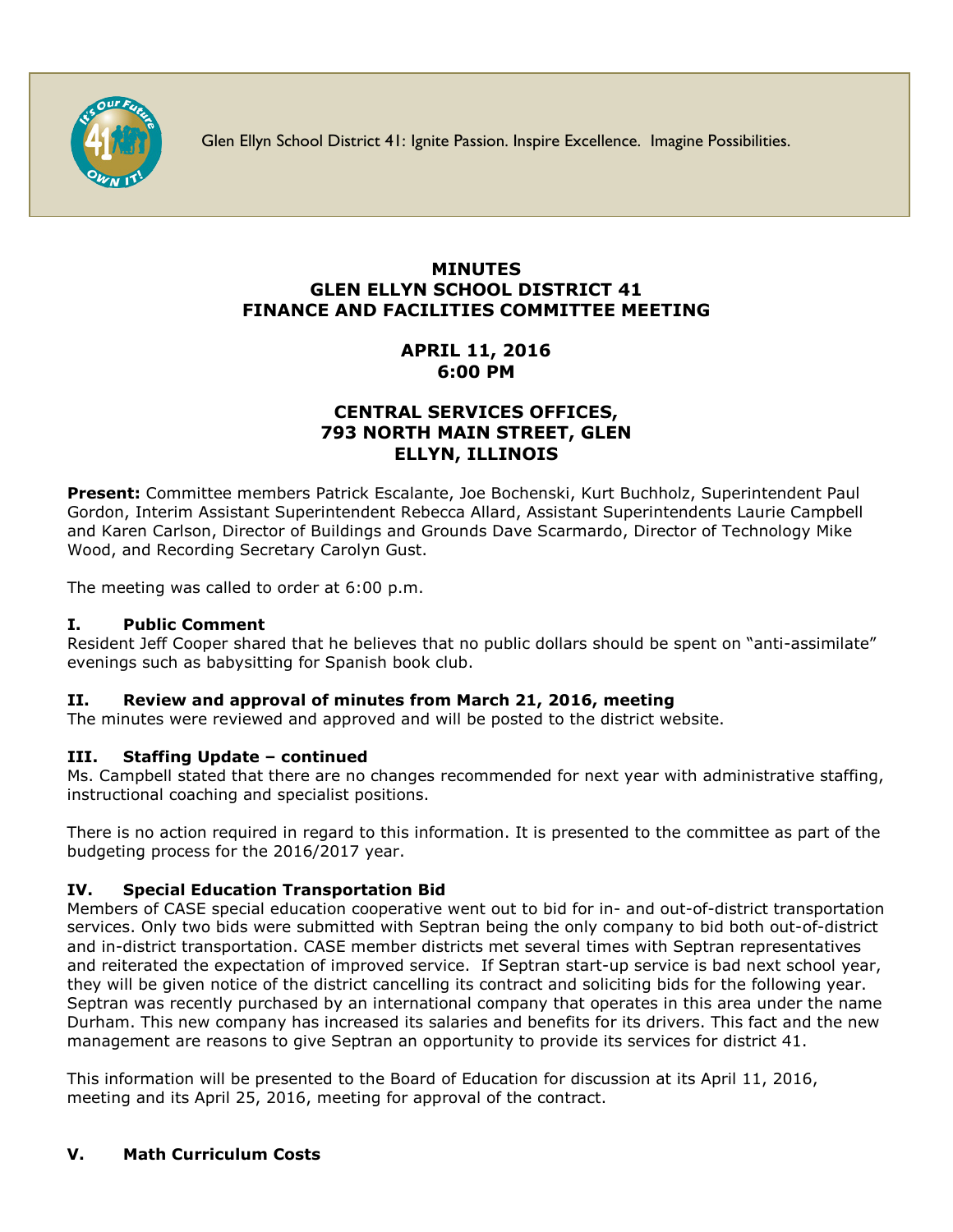Glen Ellyn School District 41: Ignite Passion. Inspire Excellence. Imagine Possibilities.

# MINUTES
# GLEN ELLYN SCHOOL DISTRICT 41
# FINANCE AND FACILITIES COMMITTEE MEETING

## APRIL 11, 2016
## 6:00 PM

## CENTRAL SERVICES OFFICES, 793 NORTH MAIN STREET, GLEN ELLYN, ILLINOIS

**Present:** Committee members Patrick Escalante, Joe Bochenski, Kurt Buchholz, Superintendent Paul Gordon, Interim Assistant Superintendent Rebecca Allard, Assistant Superintendents Laurie Campbell and Karen Carlson, Director of Buildings and Grounds Dave Scarmardo, Director of Technology Mike Wood, and Recording Secretary Carolyn Gust.

The meeting was called to order at 6:00 p.m.

### I. Public Comment

Resident Jeff Cooper shared that he believes that no public dollars should be spent on "anti-assimilate" evenings such as babysitting for Spanish book club.

### II. Review and approval of minutes from March 21, 2016, meeting

The minutes were reviewed and approved and will be posted to the district website.

### III. Staffing Update – continued

Ms. Campbell stated that there are no changes recommended for next year with administrative staffing, instructional coaching and specialist positions.

There is no action required in regard to this information. It is presented to the committee as part of the budgeting process for the 2016/2017 year.

### IV. Special Education Transportation Bid

Members of CASE special education cooperative went out to bid for in- and out-of-district transportation services. Only two bids were submitted with Septran being the only company to bid both out-of-district and in-district transportation. CASE member districts met several times with Septran representatives and reiterated the expectation of improved service. If Septran start-up service is bad next school year, they will be given notice of the district cancelling its contract and soliciting bids for the following year. Septran was recently purchased by an international company that operates in this area under the name Durham. This new company has increased its salaries and benefits for its drivers. This fact and the new management are reasons to give Septran an opportunity to provide its services for district 41.

This information will be presented to the Board of Education for discussion at its April 11, 2016, meeting and its April 25, 2016, meeting for approval of the contract.

### V. Math Curriculum Costs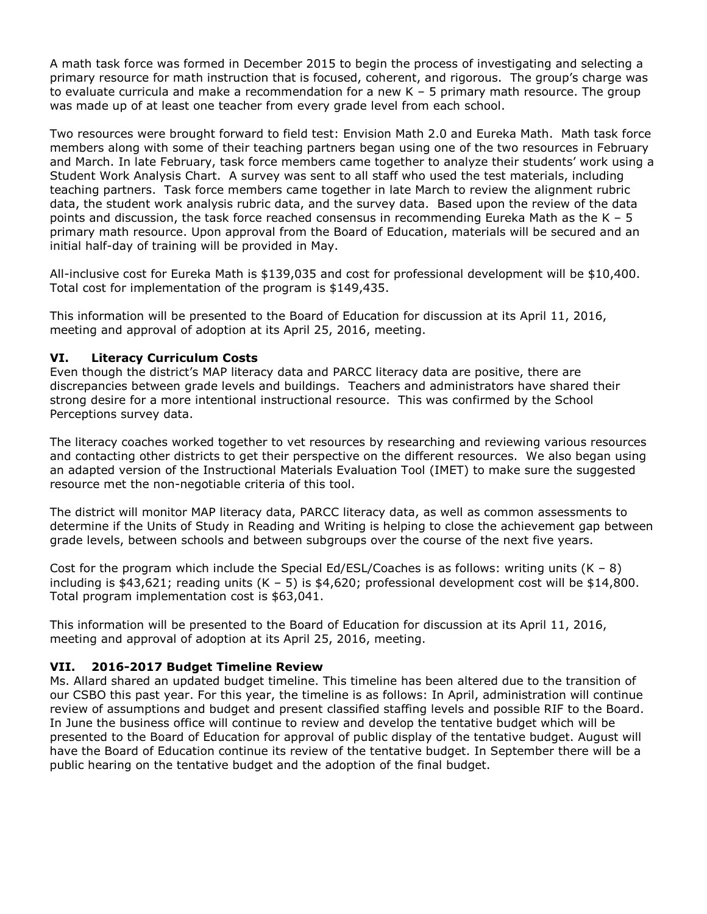A math task force was formed in December 2015 to begin the process of investigating and selecting a primary resource for math instruction that is focused, coherent, and rigorous. The group's charge was to evaluate curricula and make a recommendation for a new K – 5 primary math resource. The group was made up of at least one teacher from every grade level from each school.

Two resources were brought forward to field test: Envision Math 2.0 and Eureka Math. Math task force members along with some of their teaching partners began using one of the two resources in February and March. In late February, task force members came together to analyze their students' work using a Student Work Analysis Chart. A survey was sent to all staff who used the test materials, including teaching partners. Task force members came together in late March to review the alignment rubric data, the student work analysis rubric data, and the survey data. Based upon the review of the data points and discussion, the task force reached consensus in recommending Eureka Math as the K – 5 primary math resource. Upon approval from the Board of Education, materials will be secured and an initial half-day of training will be provided in May.

All-inclusive cost for Eureka Math is $139,035 and cost for professional development will be $10,400. Total cost for implementation of the program is $149,435.

This information will be presented to the Board of Education for discussion at its April 11, 2016, meeting and approval of adoption at its April 25, 2016, meeting.

## VI. Literacy Curriculum Costs

Even though the district's MAP literacy data and PARCC literacy data are positive, there are discrepancies between grade levels and buildings. Teachers and administrators have shared their strong desire for a more intentional instructional resource. This was confirmed by the School Perceptions survey data.

The literacy coaches worked together to vet resources by researching and reviewing various resources and contacting other districts to get their perspective on the different resources. We also began using an adapted version of the Instructional Materials Evaluation Tool (IMET) to make sure the suggested resource met the non-negotiable criteria of this tool.

The district will monitor MAP literacy data, PARCC literacy data, as well as common assessments to determine if the Units of Study in Reading and Writing is helping to close the achievement gap between grade levels, between schools and between subgroups over the course of the next five years.

Cost for the program which include the Special Ed/ESL/Coaches is as follows: writing units (K – 8) including is $43,621; reading units (K – 5) is $4,620; professional development cost will be $14,800. Total program implementation cost is $63,041.

This information will be presented to the Board of Education for discussion at its April 11, 2016, meeting and approval of adoption at its April 25, 2016, meeting.

## VII. 2016-2017 Budget Timeline Review

Ms. Allard shared an updated budget timeline. This timeline has been altered due to the transition of our CSBO this past year. For this year, the timeline is as follows: In April, administration will continue review of assumptions and budget and present classified staffing levels and possible RIF to the Board. In June the business office will continue to review and develop the tentative budget which will be presented to the Board of Education for approval of public display of the tentative budget. August will have the Board of Education continue its review of the tentative budget. In September there will be a public hearing on the tentative budget and the adoption of the final budget.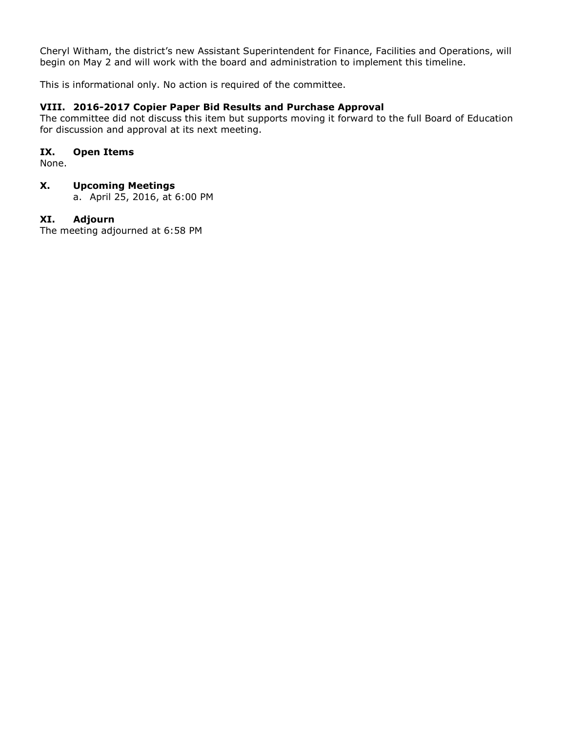Cheryl Witham, the district's new Assistant Superintendent for Finance, Facilities and Operations, will begin on May 2 and will work with the board and administration to implement this timeline.

This is informational only. No action is required of the committee.

### VIII. 2016-2017 Copier Paper Bid Results and Purchase Approval

The committee did not discuss this item but supports moving it forward to the full Board of Education for discussion and approval at its next meeting.

### IX. Open Items

None.

### X. Upcoming Meetings

a. April 25, 2016, at 6:00 PM

### XI. Adjourn

The meeting adjourned at 6:58 PM